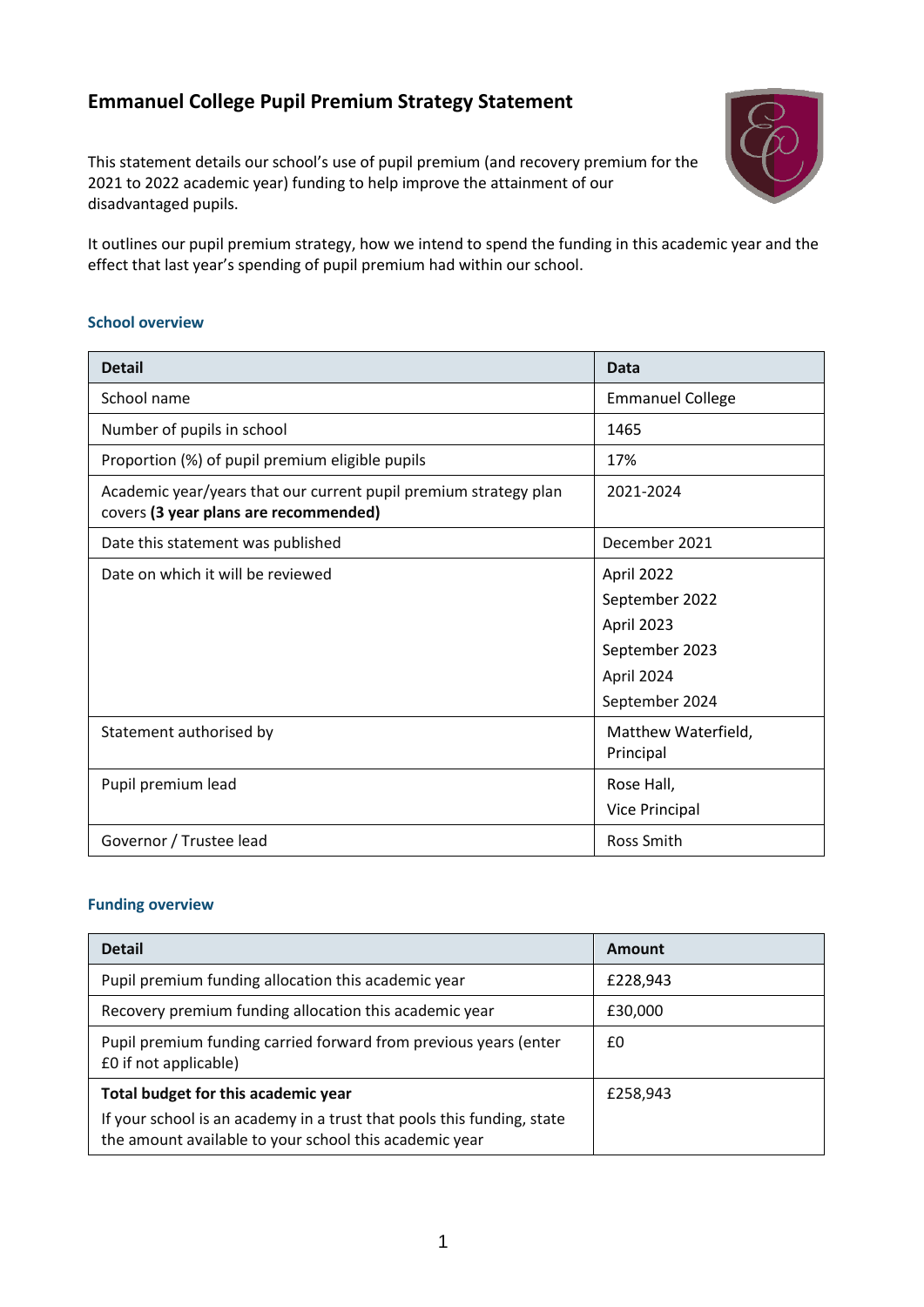# Emmanuel College Pupil Premium Strategy Statement

This statement details our school's use of pupil premium (and recovery premium for the 2021 to 2022 academic year) funding to help improve the attainment of our disadvantaged pupils.

It outlines our pupil premium strategy, how we intend to spend the funding in this academic year and the effect that last year's spending of pupil premium had within our school.

### School overview

| Detail | Data |
|---|---|
| School name | Emmanuel College |
| Number of pupils in school | 1465 |
| Proportion (%) of pupil premium eligible pupils | 17% |
| Academic year/years that our current pupil premium strategy plan covers **(3 year plans are recommended)** | 2021-2024 |
| Date this statement was published | December 2021 |
| Date on which it will be reviewed | April 2022<br>September 2022<br>April 2023<br>September 2023<br>April 2024<br>September 2024 |
| Statement authorised by | Matthew Waterfield, Principal |
| Pupil premium lead | Rose Hall,<br>Vice Principal |
| Governor / Trustee lead | Ross Smith |

### Funding overview

| Detail | Amount |
|---|---|
| Pupil premium funding allocation this academic year | £228,943 |
| Recovery premium funding allocation this academic year | £30,000 |
| Pupil premium funding carried forward from previous years (enter £0 if not applicable) | £0 |
| **Total budget for this academic year**<br>If your school is an academy in a trust that pools this funding, state the amount available to your school this academic year | £258,943 |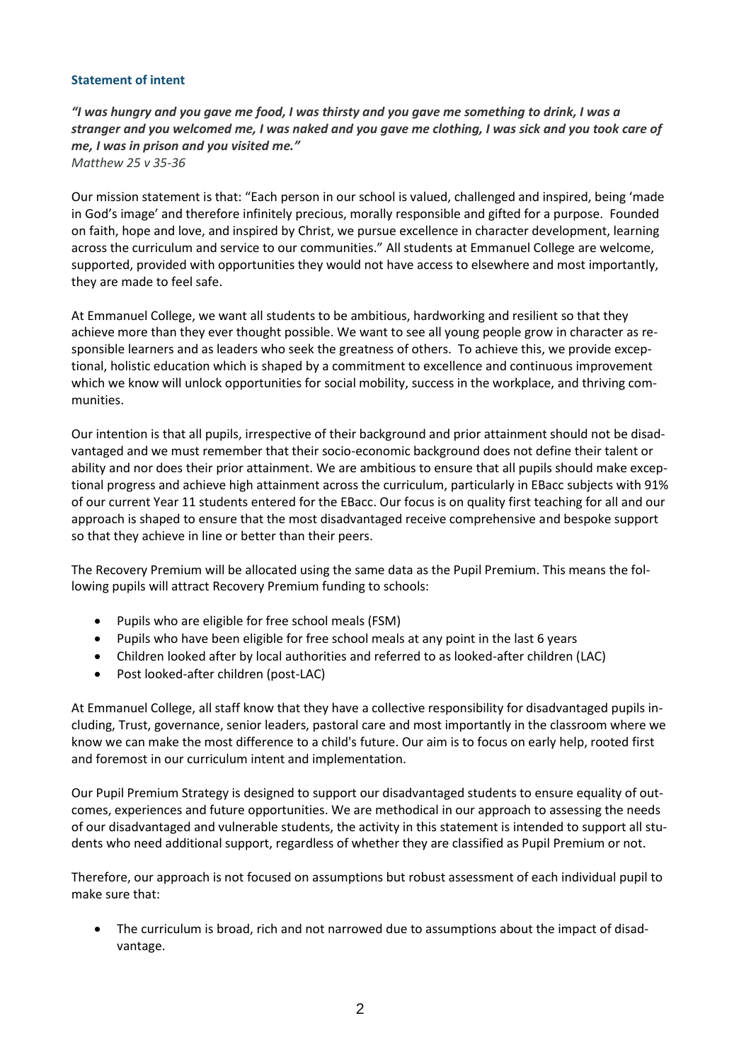## Statement of intent

***"I was hungry and you gave me food, I was thirsty and you gave me something to drink, I was a stranger and you welcomed me, I was naked and you gave me clothing, I was sick and you took care of me, I was in prison and you visited me."***
*Matthew 25 v 35-36*

Our mission statement is that: "Each person in our school is valued, challenged and inspired, being 'made in God's image' and therefore infinitely precious, morally responsible and gifted for a purpose. Founded on faith, hope and love, and inspired by Christ, we pursue excellence in character development, learning across the curriculum and service to our communities." All students at Emmanuel College are welcome, supported, provided with opportunities they would not have access to elsewhere and most importantly, they are made to feel safe.

At Emmanuel College, we want all students to be ambitious, hardworking and resilient so that they achieve more than they ever thought possible. We want to see all young people grow in character as responsible learners and as leaders who seek the greatness of others. To achieve this, we provide exceptional, holistic education which is shaped by a commitment to excellence and continuous improvement which we know will unlock opportunities for social mobility, success in the workplace, and thriving communities.

Our intention is that all pupils, irrespective of their background and prior attainment should not be disadvantaged and we must remember that their socio-economic background does not define their talent or ability and nor does their prior attainment. We are ambitious to ensure that all pupils should make exceptional progress and achieve high attainment across the curriculum, particularly in EBacc subjects with 91% of our current Year 11 students entered for the EBacc. Our focus is on quality first teaching for all and our approach is shaped to ensure that the most disadvantaged receive comprehensive and bespoke support so that they achieve in line or better than their peers.

The Recovery Premium will be allocated using the same data as the Pupil Premium. This means the following pupils will attract Recovery Premium funding to schools:

- Pupils who are eligible for free school meals (FSM)
- Pupils who have been eligible for free school meals at any point in the last 6 years
- Children looked after by local authorities and referred to as looked-after children (LAC)
- Post looked-after children (post-LAC)

At Emmanuel College, all staff know that they have a collective responsibility for disadvantaged pupils including, Trust, governance, senior leaders, pastoral care and most importantly in the classroom where we know we can make the most difference to a child's future. Our aim is to focus on early help, rooted first and foremost in our curriculum intent and implementation.

Our Pupil Premium Strategy is designed to support our disadvantaged students to ensure equality of outcomes, experiences and future opportunities. We are methodical in our approach to assessing the needs of our disadvantaged and vulnerable students, the activity in this statement is intended to support all students who need additional support, regardless of whether they are classified as Pupil Premium or not.

Therefore, our approach is not focused on assumptions but robust assessment of each individual pupil to make sure that:

- The curriculum is broad, rich and not narrowed due to assumptions about the impact of disadvantage.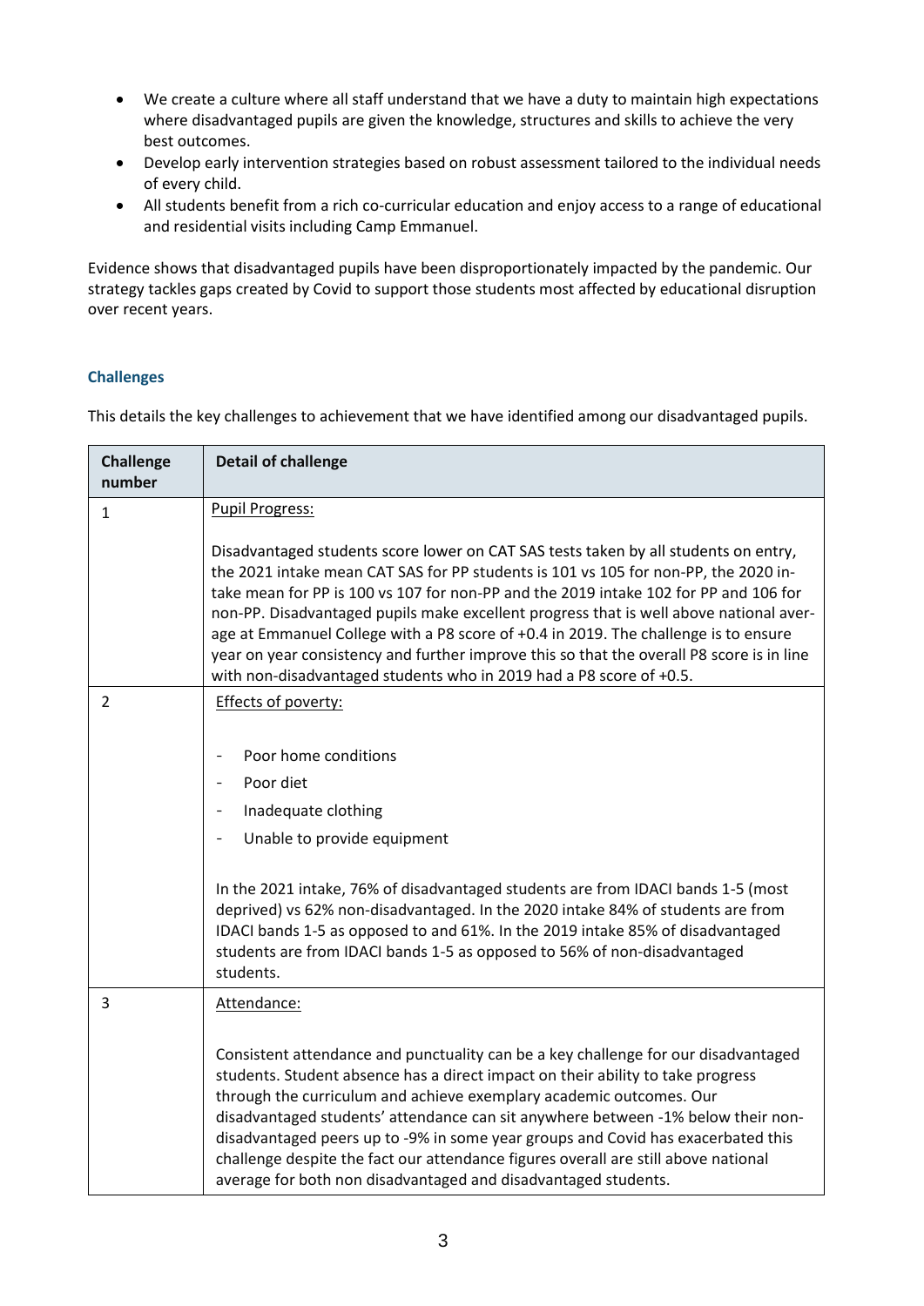- We create a culture where all staff understand that we have a duty to maintain high expectations where disadvantaged pupils are given the knowledge, structures and skills to achieve the very best outcomes.
- Develop early intervention strategies based on robust assessment tailored to the individual needs of every child.
- All students benefit from a rich co-curricular education and enjoy access to a range of educational and residential visits including Camp Emmanuel.

Evidence shows that disadvantaged pupils have been disproportionately impacted by the pandemic. Our strategy tackles gaps created by Covid to support those students most affected by educational disruption over recent years.

### Challenges

This details the key challenges to achievement that we have identified among our disadvantaged pupils.

| Challenge number | Detail of challenge |
|---|---|
| 1 | Pupil Progress:<br><br>Disadvantaged students score lower on CAT SAS tests taken by all students on entry, the 2021 intake mean CAT SAS for PP students is 101 vs 105 for non-PP, the 2020 intake mean for PP is 100 vs 107 for non-PP and the 2019 intake 102 for PP and 106 for non-PP. Disadvantaged pupils make excellent progress that is well above national average at Emmanuel College with a P8 score of +0.4 in 2019. The challenge is to ensure year on year consistency and further improve this so that the overall P8 score is in line with non-disadvantaged students who in 2019 had a P8 score of +0.5. |
| 2 | Effects of poverty:<br><br>- Poor home conditions<br>- Poor diet<br>- Inadequate clothing<br>- Unable to provide equipment<br><br>In the 2021 intake, 76% of disadvantaged students are from IDACI bands 1-5 (most deprived) vs 62% non-disadvantaged. In the 2020 intake 84% of students are from IDACI bands 1-5 as opposed to and 61%. In the 2019 intake 85% of disadvantaged students are from IDACI bands 1-5 as opposed to 56% of non-disadvantaged students. |
| 3 | Attendance:<br><br>Consistent attendance and punctuality can be a key challenge for our disadvantaged students. Student absence has a direct impact on their ability to take progress through the curriculum and achieve exemplary academic outcomes. Our disadvantaged students' attendance can sit anywhere between -1% below their non-disadvantaged peers up to -9% in some year groups and Covid has exacerbated this challenge despite the fact our attendance figures overall are still above national average for both non disadvantaged and disadvantaged students. |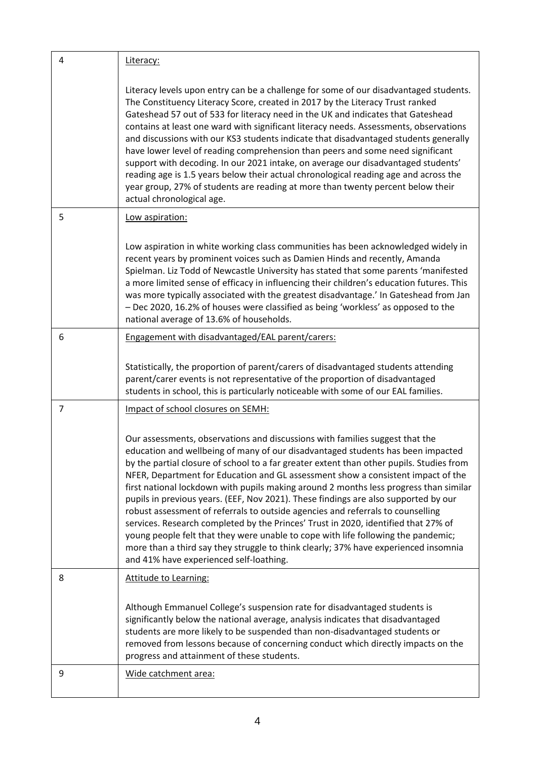| | |
|---|---|
| 4 | Literacy:<br><br>Literacy levels upon entry can be a challenge for some of our disadvantaged students. The Constituency Literacy Score, created in 2017 by the Literacy Trust ranked Gateshead 57 out of 533 for literacy need in the UK and indicates that Gateshead contains at least one ward with significant literacy needs. Assessments, observations and discussions with our KS3 students indicate that disadvantaged students generally have lower level of reading comprehension than peers and some need significant support with decoding. In our 2021 intake, on average our disadvantaged students' reading age is 1.5 years below their actual chronological reading age and across the year group, 27% of students are reading at more than twenty percent below their actual chronological age. |
| 5 | Low aspiration:<br><br>Low aspiration in white working class communities has been acknowledged widely in recent years by prominent voices such as Damien Hinds and recently, Amanda Spielman. Liz Todd of Newcastle University has stated that some parents 'manifested a more limited sense of efficacy in influencing their children's education futures. This was more typically associated with the greatest disadvantage.' In Gateshead from Jan – Dec 2020, 16.2% of houses were classified as being 'workless' as opposed to the national average of 13.6% of households. |
| 6 | Engagement with disadvantaged/EAL parent/carers:<br><br>Statistically, the proportion of parent/carers of disadvantaged students attending parent/carer events is not representative of the proportion of disadvantaged students in school, this is particularly noticeable with some of our EAL families. |
| 7 | Impact of school closures on SEMH:<br><br>Our assessments, observations and discussions with families suggest that the education and wellbeing of many of our disadvantaged students has been impacted by the partial closure of school to a far greater extent than other pupils. Studies from NFER, Department for Education and GL assessment show a consistent impact of the first national lockdown with pupils making around 2 months less progress than similar pupils in previous years. (EEF, Nov 2021). These findings are also supported by our robust assessment of referrals to outside agencies and referrals to counselling services. Research completed by the Princes' Trust in 2020, identified that 27% of young people felt that they were unable to cope with life following the pandemic; more than a third say they struggle to think clearly; 37% have experienced insomnia and 41% have experienced self-loathing. |
| 8 | Attitude to Learning:<br><br>Although Emmanuel College's suspension rate for disadvantaged students is significantly below the national average, analysis indicates that disadvantaged students are more likely to be suspended than non-disadvantaged students or removed from lessons because of concerning conduct which directly impacts on the progress and attainment of these students. |
| 9 | Wide catchment area: |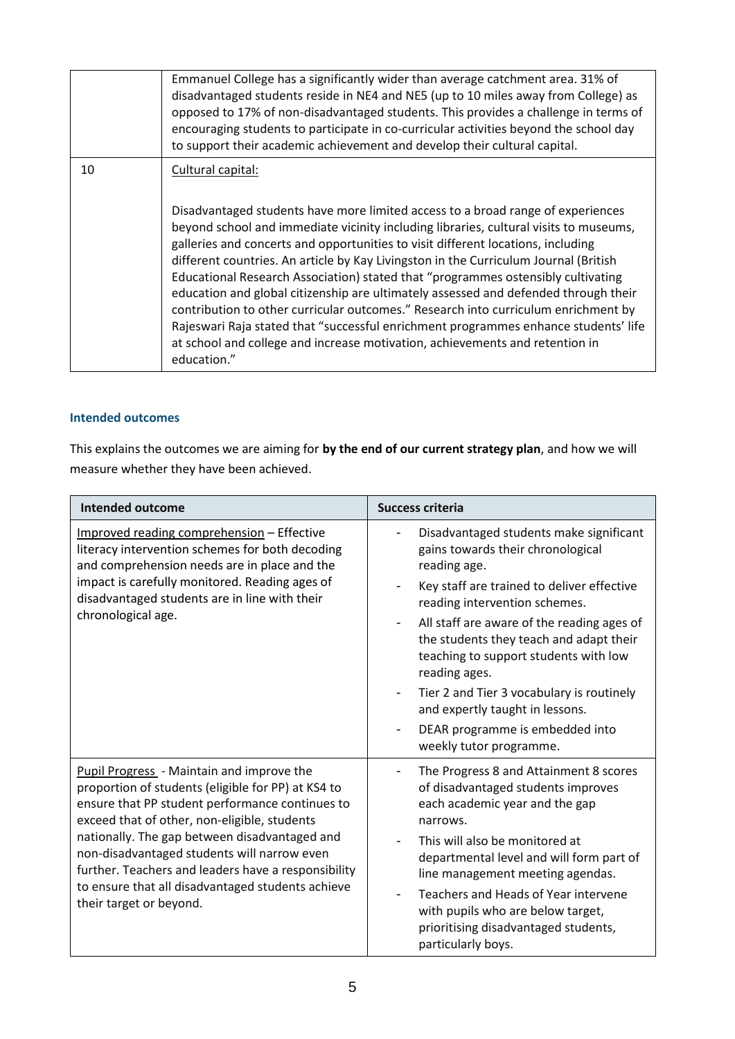| | |
|---|---|
| | Emmanuel College has a significantly wider than average catchment area. 31% of disadvantaged students reside in NE4 and NE5 (up to 10 miles away from College) as opposed to 17% of non-disadvantaged students. This provides a challenge in terms of encouraging students to participate in co-curricular activities beyond the school day to support their academic achievement and develop their cultural capital. |
| 10 | Cultural capital:<br><br>Disadvantaged students have more limited access to a broad range of experiences beyond school and immediate vicinity including libraries, cultural visits to museums, galleries and concerts and opportunities to visit different locations, including different countries. An article by Kay Livingston in the Curriculum Journal (British Educational Research Association) stated that "programmes ostensibly cultivating education and global citizenship are ultimately assessed and defended through their contribution to other curricular outcomes." Research into curriculum enrichment by Rajeswari Raja stated that "successful enrichment programmes enhance students' life at school and college and increase motivation, achievements and retention in education." |

### Intended outcomes

This explains the outcomes we are aiming for **by the end of our current strategy plan**, and how we will measure whether they have been achieved.

| Intended outcome | Success criteria |
|---|---|
| Improved reading comprehension – Effective literacy intervention schemes for both decoding and comprehension needs are in place and the impact is carefully monitored. Reading ages of disadvantaged students are in line with their chronological age. | - Disadvantaged students make significant gains towards their chronological reading age.<br>- Key staff are trained to deliver effective reading intervention schemes.<br>- All staff are aware of the reading ages of the students they teach and adapt their teaching to support students with low reading ages.<br>- Tier 2 and Tier 3 vocabulary is routinely and expertly taught in lessons.<br>- DEAR programme is embedded into weekly tutor programme. |
| Pupil Progress - Maintain and improve the proportion of students (eligible for PP) at KS4 to ensure that PP student performance continues to exceed that of other, non-eligible, students nationally. The gap between disadvantaged and non-disadvantaged students will narrow even further. Teachers and leaders have a responsibility to ensure that all disadvantaged students achieve their target or beyond. | - The Progress 8 and Attainment 8 scores of disadvantaged students improves each academic year and the gap narrows.<br>- This will also be monitored at departmental level and will form part of line management meeting agendas.<br>- Teachers and Heads of Year intervene with pupils who are below target, prioritising disadvantaged students, particularly boys. |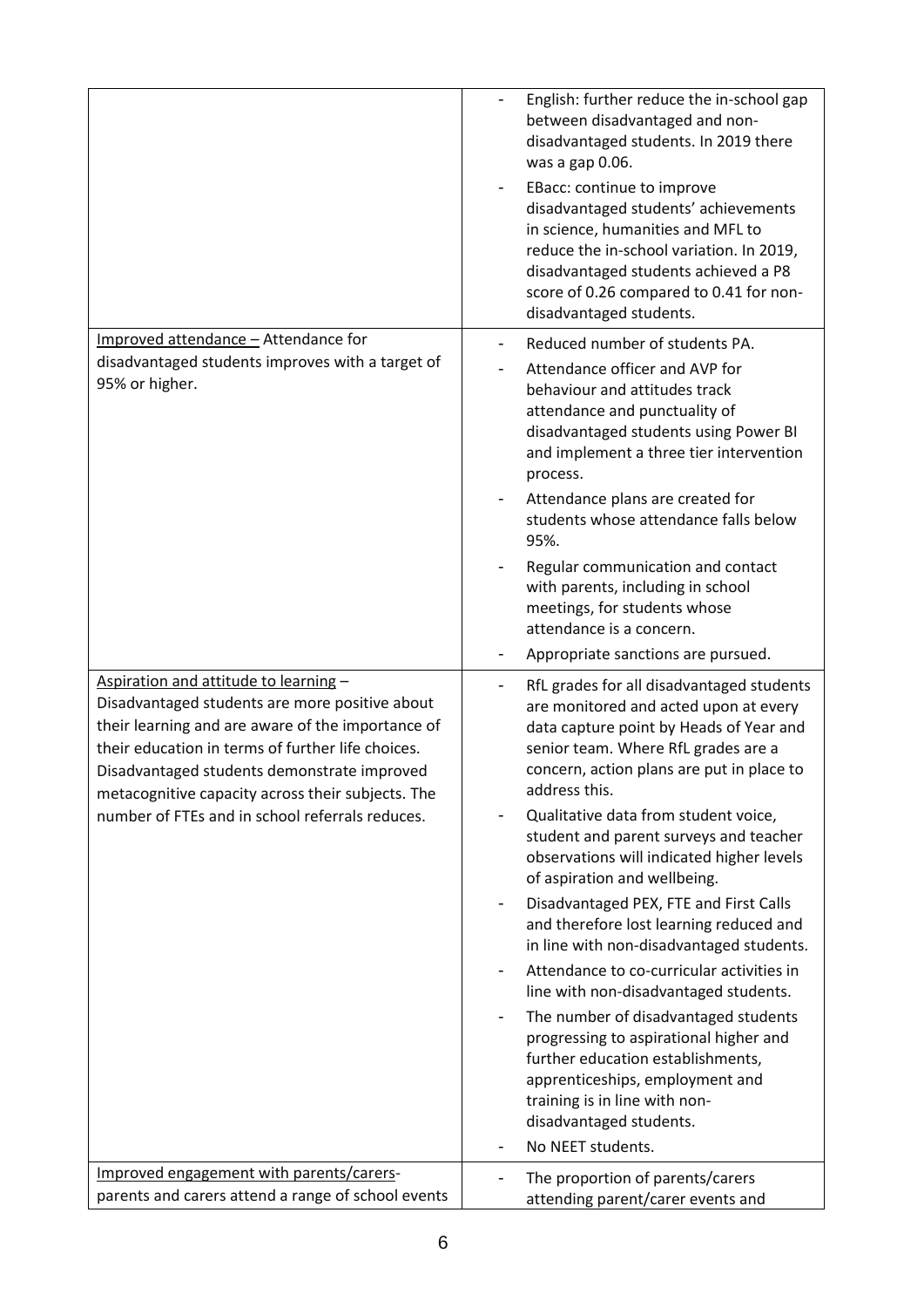| | |
|---|---|
| | - English: further reduce the in-school gap between disadvantaged and non-disadvantaged students. In 2019 there was a gap 0.06.<br>- EBacc: continue to improve disadvantaged students' achievements in science, humanities and MFL to reduce the in-school variation. In 2019, disadvantaged students achieved a P8 score of 0.26 compared to 0.41 for non-disadvantaged students. |
| Improved attendance – Attendance for disadvantaged students improves with a target of 95% or higher. | - Reduced number of students PA.<br>- Attendance officer and AVP for behaviour and attitudes track attendance and punctuality of disadvantaged students using Power BI and implement a three tier intervention process.<br>- Attendance plans are created for students whose attendance falls below 95%.<br>- Regular communication and contact with parents, including in school meetings, for students whose attendance is a concern.<br>- Appropriate sanctions are pursued. |
| Aspiration and attitude to learning – Disadvantaged students are more positive about their learning and are aware of the importance of their education in terms of further life choices. Disadvantaged students demonstrate improved metacognitive capacity across their subjects. The number of FTEs and in school referrals reduces. | - RfL grades for all disadvantaged students are monitored and acted upon at every data capture point by Heads of Year and senior team. Where RfL grades are a concern, action plans are put in place to address this.<br>- Qualitative data from student voice, student and parent surveys and teacher observations will indicated higher levels of aspiration and wellbeing.<br>- Disadvantaged PEX, FTE and First Calls and therefore lost learning reduced and in line with non-disadvantaged students.<br>- Attendance to co-curricular activities in line with non-disadvantaged students.<br>- The number of disadvantaged students progressing to aspirational higher and further education establishments, apprenticeships, employment and training is in line with non-disadvantaged students.<br>- No NEET students. |
| Improved engagement with parents/carers- parents and carers attend a range of school events | - The proportion of parents/carers attending parent/carer events and |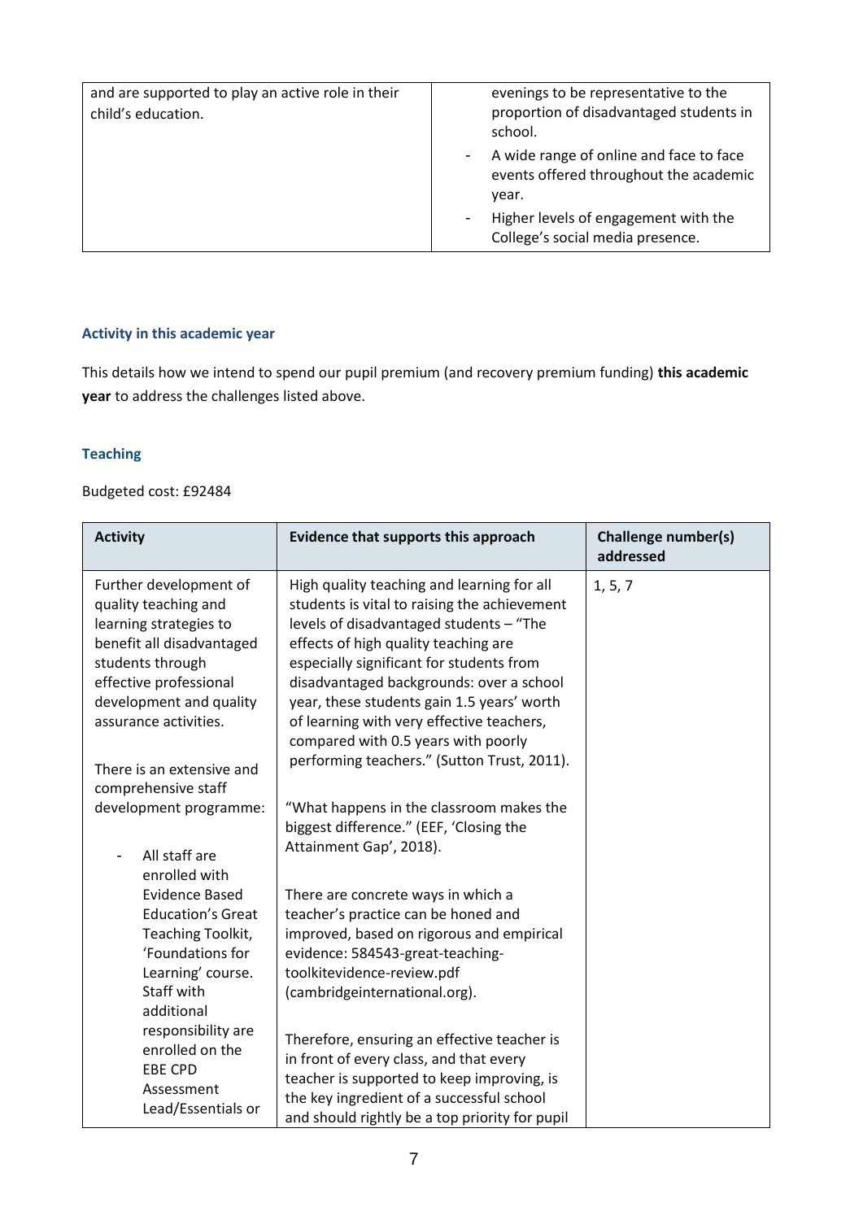| | |
|---|---|
| and are supported to play an active role in their child's education. | evenings to be representative to the proportion of disadvantaged students in school.<br>- A wide range of online and face to face events offered throughout the academic year.<br>- Higher levels of engagement with the College's social media presence. |

### Activity in this academic year

This details how we intend to spend our pupil premium (and recovery premium funding) **this academic year** to address the challenges listed above.

### Teaching

Budgeted cost: £92484

| Activity | Evidence that supports this approach | Challenge number(s) addressed |
|---|---|---|
| Further development of quality teaching and learning strategies to benefit all disadvantaged students through effective professional development and quality assurance activities.<br><br>There is an extensive and comprehensive staff development programme:<br><br>- All staff are enrolled with Evidence Based Education's Great Teaching Toolkit, 'Foundations for Learning' course. Staff with additional responsibility are enrolled on the EBE CPD Assessment Lead/Essentials or | High quality teaching and learning for all students is vital to raising the achievement levels of disadvantaged students – "The effects of high quality teaching are especially significant for students from disadvantaged backgrounds: over a school year, these students gain 1.5 years' worth of learning with very effective teachers, compared with 0.5 years with poorly performing teachers." (Sutton Trust, 2011).<br><br>"What happens in the classroom makes the biggest difference." (EEF, 'Closing the Attainment Gap', 2018).<br><br>There are concrete ways in which a teacher's practice can be honed and improved, based on rigorous and empirical evidence: 584543-great-teaching-toolkitevidence-review.pdf (cambridgeinternational.org).<br><br>Therefore, ensuring an effective teacher is in front of every class, and that every teacher is supported to keep improving, is the key ingredient of a successful school and should rightly be a top priority for pupil | 1, 5, 7 |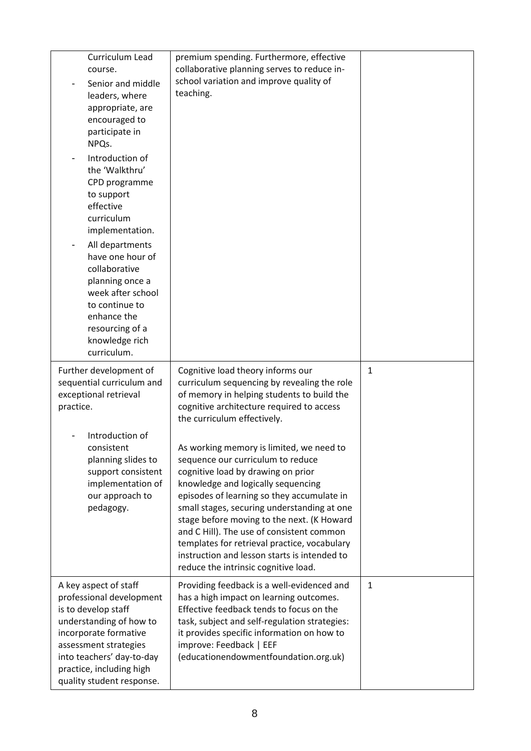| | | |
|---|---|---|
| Curriculum Lead course.<br>- Senior and middle leaders, where appropriate, are encouraged to participate in NPQs.<br>- Introduction of the 'Walkthru' CPD programme to support effective curriculum implementation.<br>- All departments have one hour of collaborative planning once a week after school to continue to enhance the resourcing of a knowledge rich curriculum. | premium spending. Furthermore, effective collaborative planning serves to reduce in-school variation and improve quality of teaching. | |
| Further development of sequential curriculum and exceptional retrieval practice.<br>- Introduction of consistent planning slides to support consistent implementation of our approach to pedagogy. | Cognitive load theory informs our curriculum sequencing by revealing the role of memory in helping students to build the cognitive architecture required to access the curriculum effectively.<br><br>As working memory is limited, we need to sequence our curriculum to reduce cognitive load by drawing on prior knowledge and logically sequencing episodes of learning so they accumulate in small stages, securing understanding at one stage before moving to the next. (K Howard and C Hill). The use of consistent common templates for retrieval practice, vocabulary instruction and lesson starts is intended to reduce the intrinsic cognitive load. | 1 |
| A key aspect of staff professional development is to develop staff understanding of how to incorporate formative assessment strategies into teachers' day-to-day practice, including high quality student response. | Providing feedback is a well-evidenced and has a high impact on learning outcomes. Effective feedback tends to focus on the task, subject and self-regulation strategies: it provides specific information on how to improve: Feedback \| EEF (educationendowmentfoundation.org.uk) | 1 |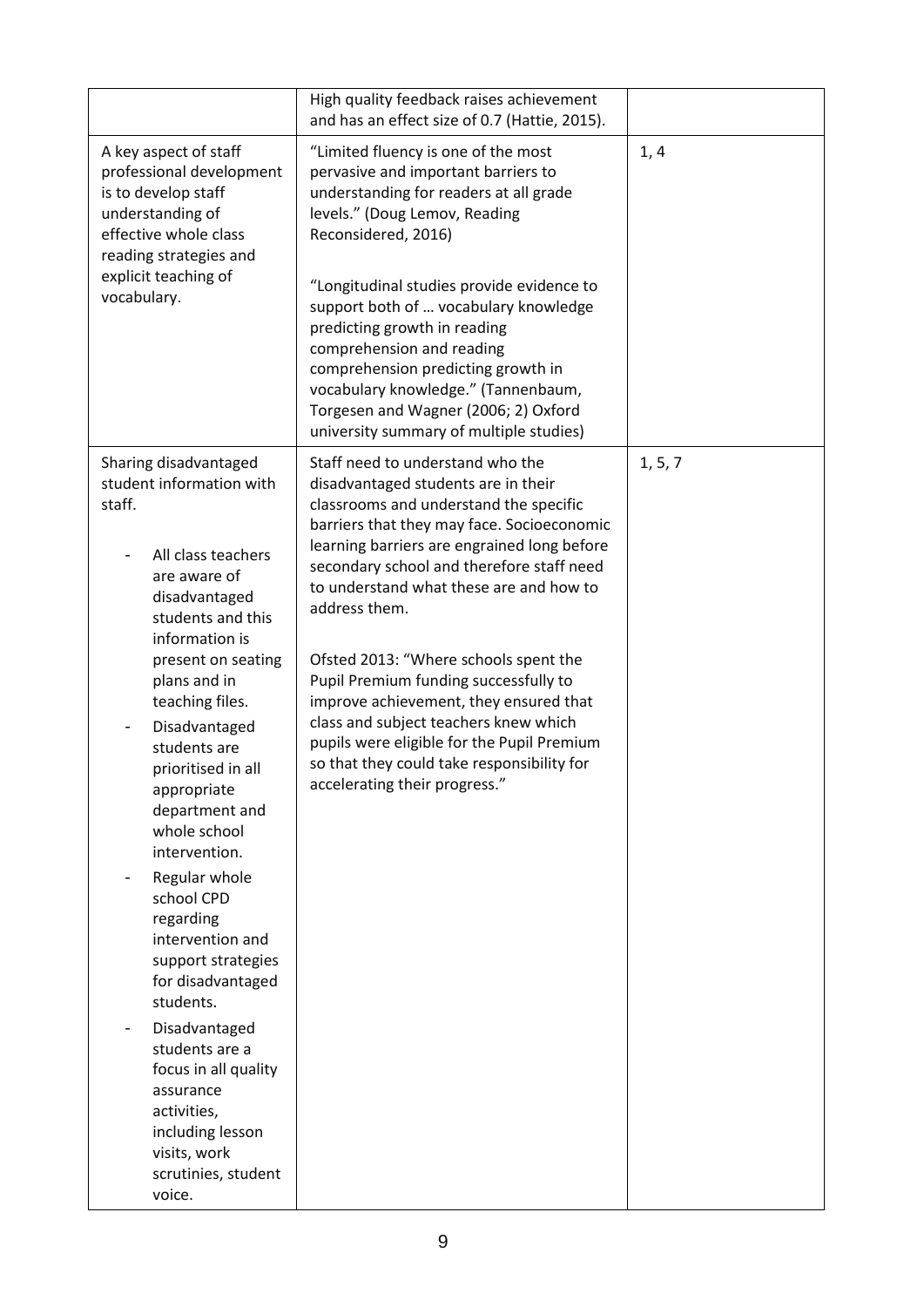| | | |
|---|---|---|
| | High quality feedback raises achievement and has an effect size of 0.7 (Hattie, 2015). | |
| A key aspect of staff professional development is to develop staff understanding of effective whole class reading strategies and explicit teaching of vocabulary. | "Limited fluency is one of the most pervasive and important barriers to understanding for readers at all grade levels." (Doug Lemov, Reading Reconsidered, 2016)<br><br>"Longitudinal studies provide evidence to support both of … vocabulary knowledge predicting growth in reading comprehension and reading comprehension predicting growth in vocabulary knowledge." (Tannenbaum, Torgesen and Wagner (2006; 2) Oxford university summary of multiple studies) | 1, 4 |
| Sharing disadvantaged student information with staff.<br><br>- All class teachers are aware of disadvantaged students and this information is present on seating plans and in teaching files.<br>- Disadvantaged students are prioritised in all appropriate department and whole school intervention.<br>- Regular whole school CPD regarding intervention and support strategies for disadvantaged students.<br>- Disadvantaged students are a focus in all quality assurance activities, including lesson visits, work scrutinies, student voice. | Staff need to understand who the disadvantaged students are in their classrooms and understand the specific barriers that they may face. Socioeconomic learning barriers are engrained long before secondary school and therefore staff need to understand what these are and how to address them.<br><br>Ofsted 2013: "Where schools spent the Pupil Premium funding successfully to improve achievement, they ensured that class and subject teachers knew which pupils were eligible for the Pupil Premium so that they could take responsibility for accelerating their progress." | 1, 5, 7 |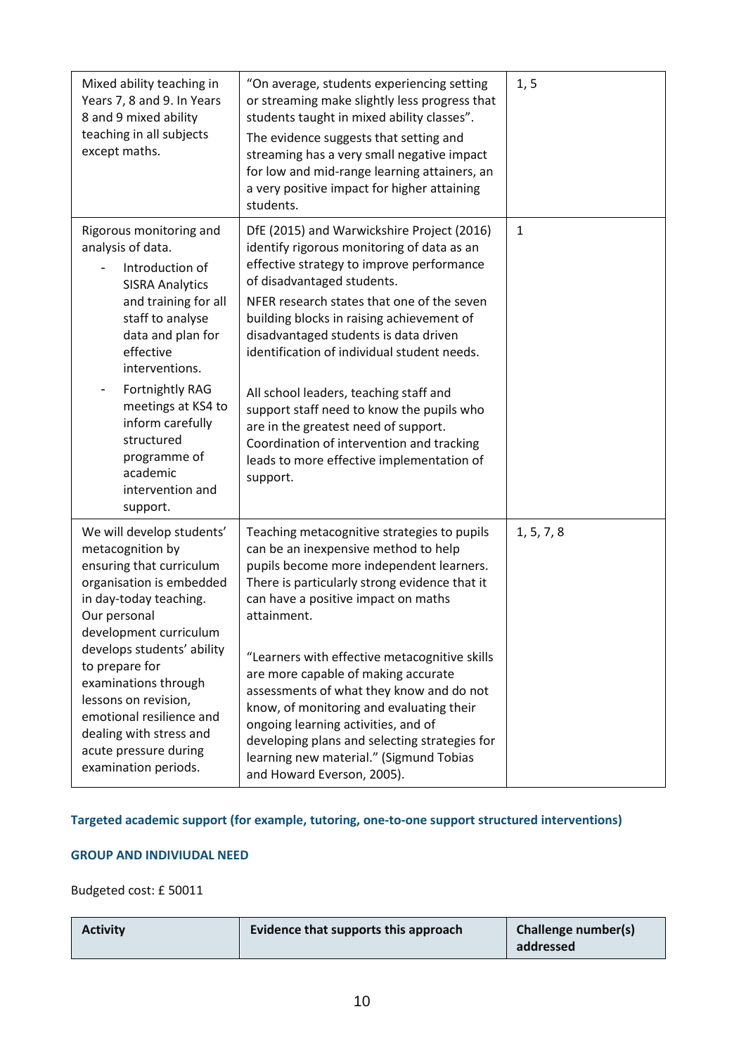| | | |
|---|---|---|
| Mixed ability teaching in Years 7, 8 and 9. In Years 8 and 9 mixed ability teaching in all subjects except maths. | "On average, students experiencing setting or streaming make slightly less progress that students taught in mixed ability classes". The evidence suggests that setting and streaming has a very small negative impact for low and mid-range learning attainers, an a very positive impact for higher attaining students. | 1, 5 |
| Rigorous monitoring and analysis of data. <br> - Introduction of SISRA Analytics and training for all staff to analyse data and plan for effective interventions. <br> - Fortnightly RAG meetings at KS4 to inform carefully structured programme of academic intervention and support. | DfE (2015) and Warwickshire Project (2016) identify rigorous monitoring of data as an effective strategy to improve performance of disadvantaged students. <br> NFER research states that one of the seven building blocks in raising achievement of disadvantaged students is data driven identification of individual student needs. <br><br> All school leaders, teaching staff and support staff need to know the pupils who are in the greatest need of support. Coordination of intervention and tracking leads to more effective implementation of support. | 1 |
| We will develop students' metacognition by ensuring that curriculum organisation is embedded in day-today teaching. Our personal development curriculum develops students' ability to prepare for examinations through lessons on revision, emotional resilience and dealing with stress and acute pressure during examination periods. | Teaching metacognitive strategies to pupils can be an inexpensive method to help pupils become more independent learners. There is particularly strong evidence that it can have a positive impact on maths attainment. <br><br> "Learners with effective metacognitive skills are more capable of making accurate assessments of what they know and do not know, of monitoring and evaluating their ongoing learning activities, and of developing plans and selecting strategies for learning new material." (Sigmund Tobias and Howard Everson, 2005). | 1, 5, 7, 8 |

**Targeted academic support (for example, tutoring, one-to-one support structured interventions)**

**GROUP AND INDIVIUDAL NEED**

Budgeted cost: £ 50011

| Activity | Evidence that supports this approach | Challenge number(s) addressed |
|---|---|---|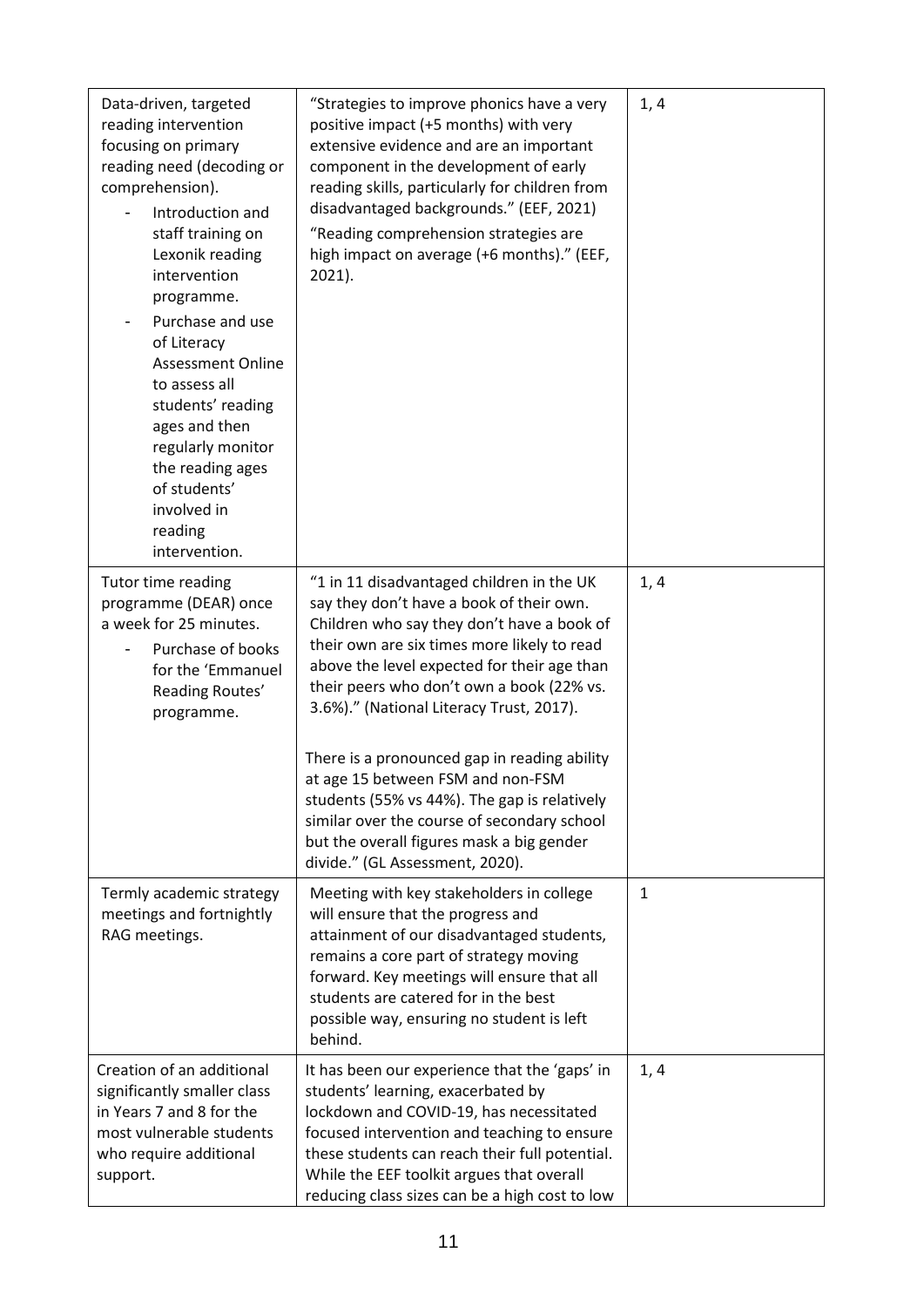| | | |
|---|---|---|
| Data-driven, targeted reading intervention focusing on primary reading need (decoding or comprehension).<br>- Introduction and staff training on Lexonik reading intervention programme.<br>- Purchase and use of Literacy Assessment Online to assess all students' reading ages and then regularly monitor the reading ages of students' involved in reading intervention. | "Strategies to improve phonics have a very positive impact (+5 months) with very extensive evidence and are an important component in the development of early reading skills, particularly for children from disadvantaged backgrounds." (EEF, 2021)<br>"Reading comprehension strategies are high impact on average (+6 months)." (EEF, 2021). | 1, 4 |
| Tutor time reading programme (DEAR) once a week for 25 minutes.<br>- Purchase of books for the 'Emmanuel Reading Routes' programme. | "1 in 11 disadvantaged children in the UK say they don't have a book of their own. Children who say they don't have a book of their own are six times more likely to read above the level expected for their age than their peers who don't own a book (22% vs. 3.6%)." (National Literacy Trust, 2017).<br><br>There is a pronounced gap in reading ability at age 15 between FSM and non-FSM students (55% vs 44%). The gap is relatively similar over the course of secondary school but the overall figures mask a big gender divide." (GL Assessment, 2020). | 1, 4 |
| Termly academic strategy meetings and fortnightly RAG meetings. | Meeting with key stakeholders in college will ensure that the progress and attainment of our disadvantaged students, remains a core part of strategy moving forward. Key meetings will ensure that all students are catered for in the best possible way, ensuring no student is left behind. | 1 |
| Creation of an additional significantly smaller class in Years 7 and 8 for the most vulnerable students who require additional support. | It has been our experience that the 'gaps' in students' learning, exacerbated by lockdown and COVID-19, has necessitated focused intervention and teaching to ensure these students can reach their full potential. While the EEF toolkit argues that overall reducing class sizes can be a high cost to low | 1, 4 |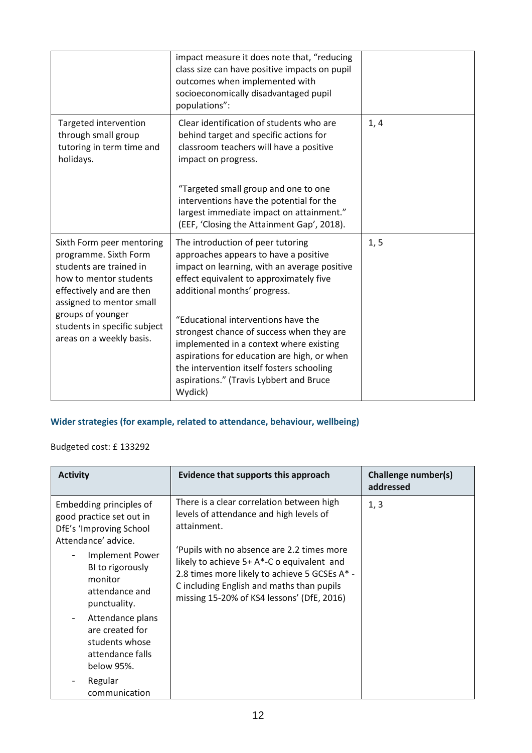| | | |
|---|---|---|
| | impact measure it does note that, "reducing class size can have positive impacts on pupil outcomes when implemented with socioeconomically disadvantaged pupil populations": | |
| Targeted intervention through small group tutoring in term time and holidays. | Clear identification of students who are behind target and specific actions for classroom teachers will have a positive impact on progress.<br><br>"Targeted small group and one to one interventions have the potential for the largest immediate impact on attainment." (EEF, 'Closing the Attainment Gap', 2018). | 1, 4 |
| Sixth Form peer mentoring programme. Sixth Form students are trained in how to mentor students effectively and are then assigned to mentor small groups of younger students in specific subject areas on a weekly basis. | The introduction of peer tutoring approaches appears to have a positive impact on learning, with an average positive effect equivalent to approximately five additional months' progress.<br><br>"Educational interventions have the strongest chance of success when they are implemented in a context where existing aspirations for education are high, or when the intervention itself fosters schooling aspirations." (Travis Lybbert and Bruce Wydick) | 1, 5 |

### Wider strategies (for example, related to attendance, behaviour, wellbeing)

Budgeted cost: £ 133292

| Activity | Evidence that supports this approach | Challenge number(s) addressed |
|---|---|---|
| Embedding principles of good practice set out in DfE's 'Improving School Attendance' advice.<br>- Implement Power BI to rigorously monitor attendance and punctuality.<br>- Attendance plans are created for students whose attendance falls below 95%.<br>- Regular communication | There is a clear correlation between high levels of attendance and high levels of attainment.<br><br>'Pupils with no absence are 2.2 times more likely to achieve 5+ A*-C o equivalent and 2.8 times more likely to achieve 5 GCSEs A* - C including English and maths than pupils missing 15-20% of KS4 lessons' (DfE, 2016) | 1, 3 |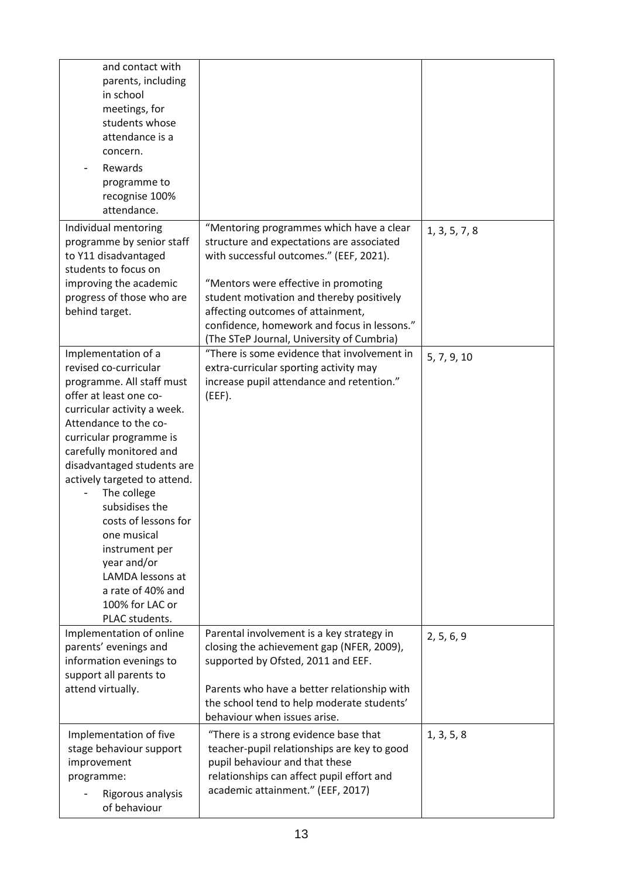| | | |
|---|---|---|
| and contact with parents, including in school meetings, for students whose attendance is a concern.<br>- Rewards programme to recognise 100% attendance. | | |
| Individual mentoring programme by senior staff to Y11 disadvantaged students to focus on improving the academic progress of those who are behind target. | "Mentoring programmes which have a clear structure and expectations are associated with successful outcomes." (EEF, 2021).<br><br>"Mentors were effective in promoting student motivation and thereby positively affecting outcomes of attainment, confidence, homework and focus in lessons." (The STeP Journal, University of Cumbria) | 1, 3, 5, 7, 8 |
| Implementation of a revised co-curricular programme. All staff must offer at least one co-curricular activity a week. Attendance to the co-curricular programme is carefully monitored and disadvantaged students are actively targeted to attend.<br>- The college subsidises the costs of lessons for one musical instrument per year and/or LAMDA lessons at a rate of 40% and 100% for LAC or PLAC students. | "There is some evidence that involvement in extra-curricular sporting activity may increase pupil attendance and retention." (EEF). | 5, 7, 9, 10 |
| Implementation of online parents' evenings and information evenings to support all parents to attend virtually. | Parental involvement is a key strategy in closing the achievement gap (NFER, 2009), supported by Ofsted, 2011 and EEF.<br><br>Parents who have a better relationship with the school tend to help moderate students' behaviour when issues arise. | 2, 5, 6, 9 |
| Implementation of five stage behaviour support improvement programme:<br>- Rigorous analysis of behaviour | "There is a strong evidence base that teacher-pupil relationships are key to good pupil behaviour and that these relationships can affect pupil effort and academic attainment." (EEF, 2017) | 1, 3, 5, 8 |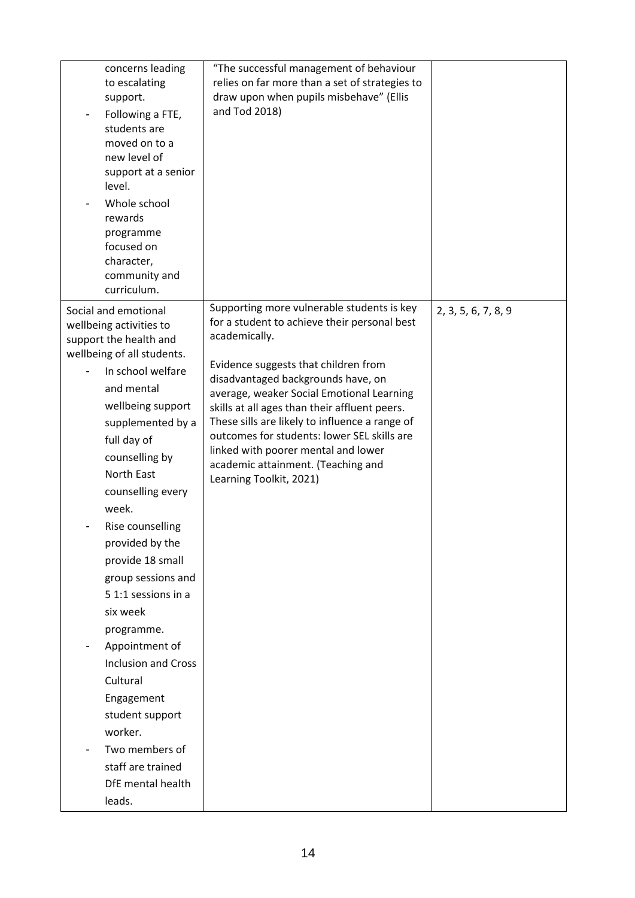| | | |
|---|---|---|
| concerns leading to escalating support.<br>- Following a FTE, students are moved on to a new level of support at a senior level.<br>- Whole school rewards programme focused on character, community and curriculum. | "The successful management of behaviour relies on far more than a set of strategies to draw upon when pupils misbehave" (Ellis and Tod 2018) | |
| Social and emotional wellbeing activities to support the health and wellbeing of all students.<br>- In school welfare and mental wellbeing support supplemented by a full day of counselling by North East counselling every week.<br>- Rise counselling provided by the provide 18 small group sessions and 5 1:1 sessions in a six week programme.<br>- Appointment of Inclusion and Cross Cultural Engagement student support worker.<br>- Two members of staff are trained DfE mental health leads. | Supporting more vulnerable students is key for a student to achieve their personal best academically.<br><br>Evidence suggests that children from disadvantaged backgrounds have, on average, weaker Social Emotional Learning skills at all ages than their affluent peers. These sills are likely to influence a range of outcomes for students: lower SEL skills are linked with poorer mental and lower academic attainment. (Teaching and Learning Toolkit, 2021) | 2, 3, 5, 6, 7, 8, 9 |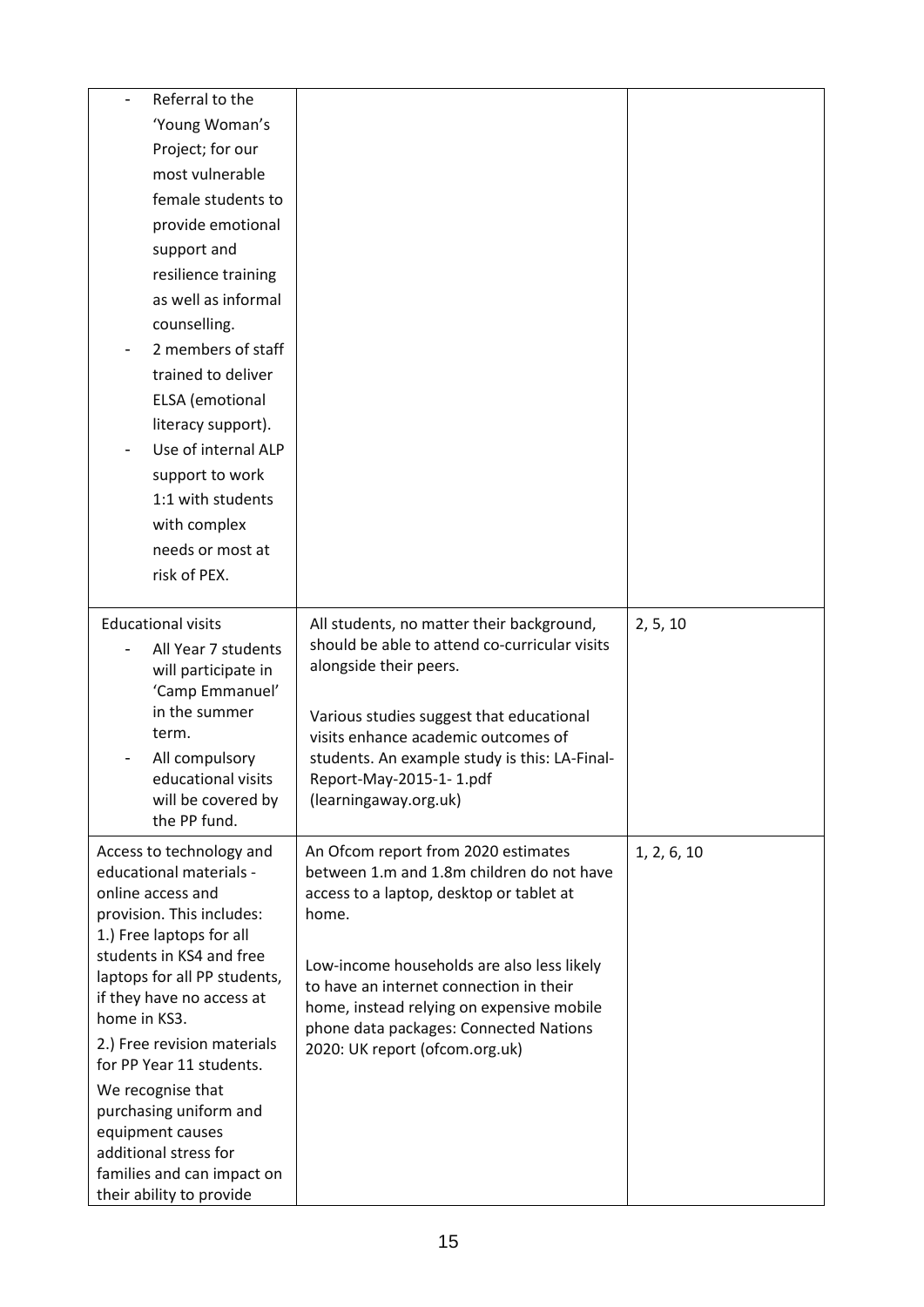| | | |
|---|---|---|
| - Referral to the 'Young Woman's Project; for our most vulnerable female students to provide emotional support and resilience training as well as informal counselling.<br>- 2 members of staff trained to deliver ELSA (emotional literacy support).<br>- Use of internal ALP support to work 1:1 with students with complex needs or most at risk of PEX. | | |
| Educational visits<br>- All Year 7 students will participate in 'Camp Emmanuel' in the summer term.<br>- All compulsory educational visits will be covered by the PP fund. | All students, no matter their background, should be able to attend co-curricular visits alongside their peers.<br><br>Various studies suggest that educational visits enhance academic outcomes of students. An example study is this: LA-Final-Report-May-2015-1- 1.pdf (learningaway.org.uk) | 2, 5, 10 |
| Access to technology and educational materials - online access and provision. This includes:<br>1.) Free laptops for all students in KS4 and free laptops for all PP students, if they have no access at home in KS3.<br>2.) Free revision materials for PP Year 11 students.<br>We recognise that purchasing uniform and equipment causes additional stress for families and can impact on their ability to provide | An Ofcom report from 2020 estimates between 1.m and 1.8m children do not have access to a laptop, desktop or tablet at home.<br><br>Low-income households are also less likely to have an internet connection in their home, instead relying on expensive mobile phone data packages: Connected Nations 2020: UK report (ofcom.org.uk) | 1, 2, 6, 10 |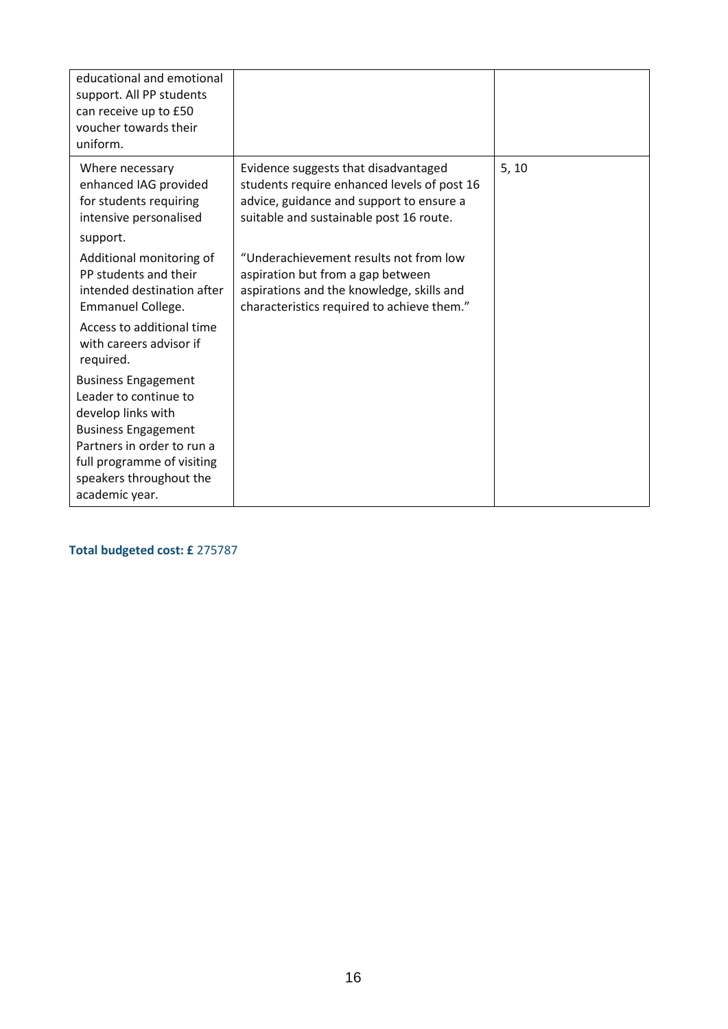| | | |
|---|---|---|
| educational and emotional support. All PP students can receive up to £50 voucher towards their uniform. | | |
| Where necessary enhanced IAG provided for students requiring intensive personalised support.<br><br>Additional monitoring of PP students and their intended destination after Emmanuel College.<br><br>Access to additional time with careers advisor if required.<br><br>Business Engagement Leader to continue to develop links with Business Engagement Partners in order to run a full programme of visiting speakers throughout the academic year. | Evidence suggests that disadvantaged students require enhanced levels of post 16 advice, guidance and support to ensure a suitable and sustainable post 16 route.<br><br>"Underachievement results not from low aspiration but from a gap between aspirations and the knowledge, skills and characteristics required to achieve them." | 5, 10 |

**Total budgeted cost: £** 275787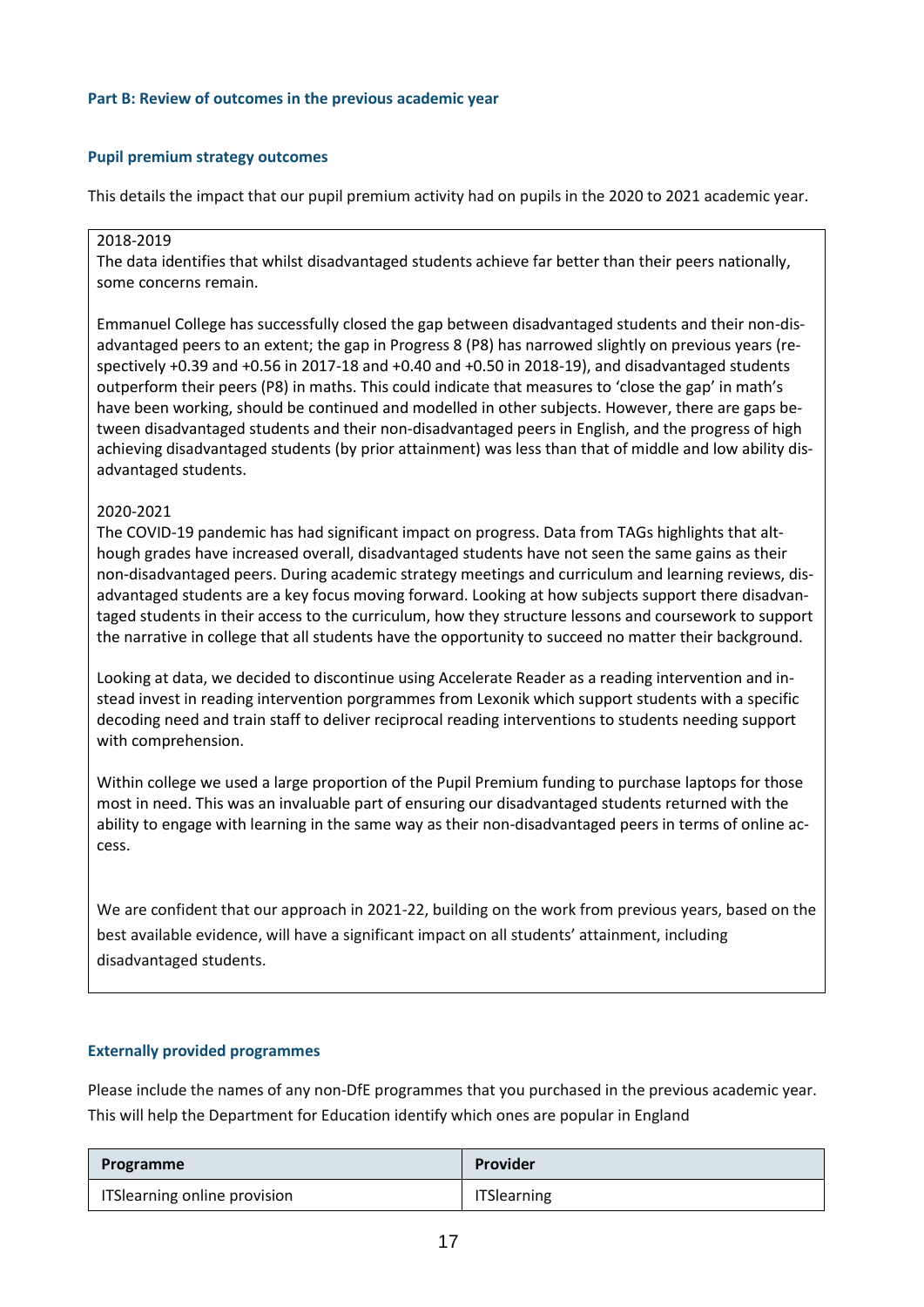## Part B: Review of outcomes in the previous academic year

### Pupil premium strategy outcomes

This details the impact that our pupil premium activity had on pupils in the 2020 to 2021 academic year.

2018-2019
The data identifies that whilst disadvantaged students achieve far better than their peers nationally, some concerns remain.

Emmanuel College has successfully closed the gap between disadvantaged students and their non-disadvantaged peers to an extent; the gap in Progress 8 (P8) has narrowed slightly on previous years (respectively +0.39 and +0.56 in 2017-18 and +0.40 and +0.50 in 2018-19), and disadvantaged students outperform their peers (P8) in maths. This could indicate that measures to 'close the gap' in math's have been working, should be continued and modelled in other subjects. However, there are gaps between disadvantaged students and their non-disadvantaged peers in English, and the progress of high achieving disadvantaged students (by prior attainment) was less than that of middle and low ability disadvantaged students.

2020-2021
The COVID-19 pandemic has had significant impact on progress. Data from TAGs highlights that although grades have increased overall, disadvantaged students have not seen the same gains as their non-disadvantaged peers. During academic strategy meetings and curriculum and learning reviews, disadvantaged students are a key focus moving forward. Looking at how subjects support there disadvantaged students in their access to the curriculum, how they structure lessons and coursework to support the narrative in college that all students have the opportunity to succeed no matter their background.

Looking at data, we decided to discontinue using Accelerate Reader as a reading intervention and instead invest in reading intervention porgrammes from Lexonik which support students with a specific decoding need and train staff to deliver reciprocal reading interventions to students needing support with comprehension.

Within college we used a large proportion of the Pupil Premium funding to purchase laptops for those most in need. This was an invaluable part of ensuring our disadvantaged students returned with the ability to engage with learning in the same way as their non-disadvantaged peers in terms of online access.

We are confident that our approach in 2021-22, building on the work from previous years, based on the best available evidence, will have a significant impact on all students' attainment, including disadvantaged students.

### Externally provided programmes

Please include the names of any non-DfE programmes that you purchased in the previous academic year. This will help the Department for Education identify which ones are popular in England

| Programme | Provider |
| --- | --- |
| ITSlearning online provision | ITSlearning |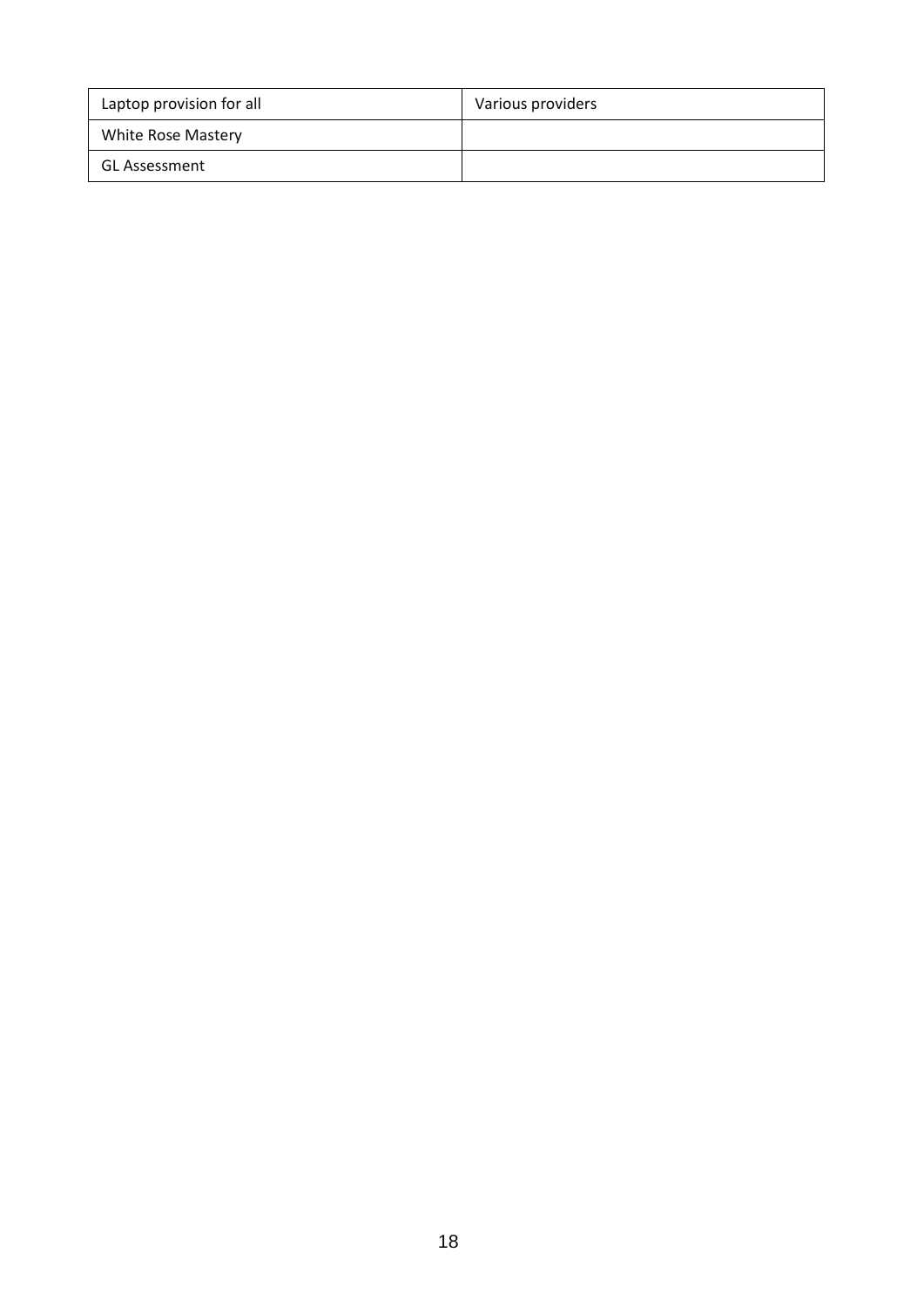| | |
|---|---|
| Laptop provision for all | Various providers |
| White Rose Mastery | |
| GL Assessment | |